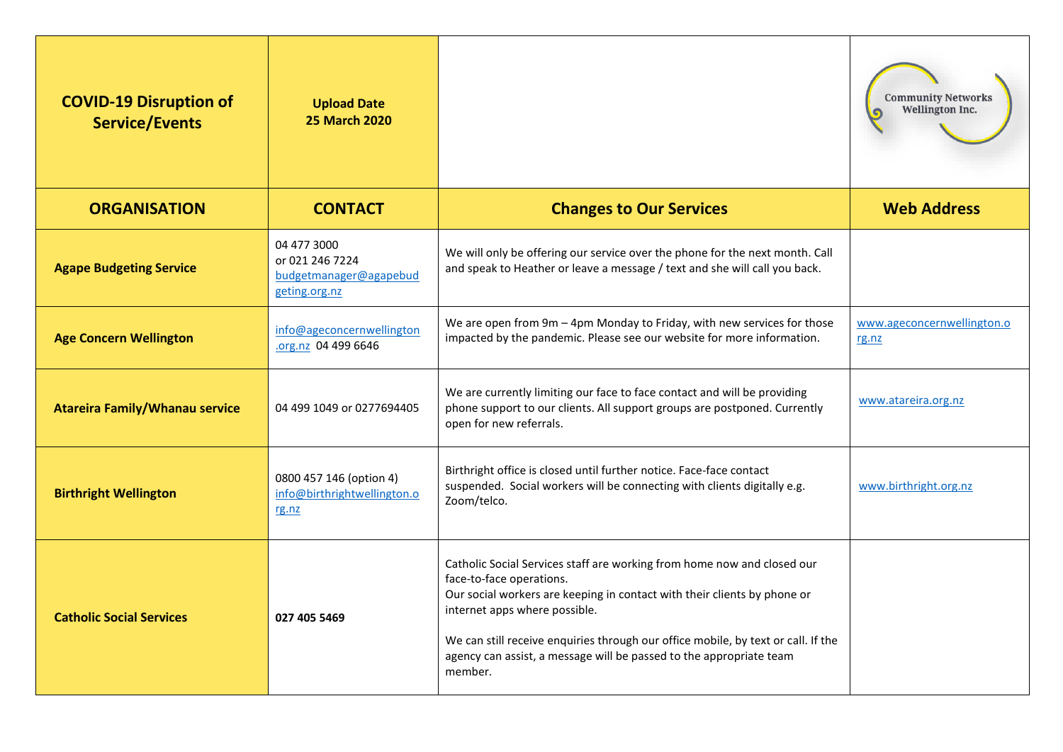| **COVID-19 Disruption of Service/Events** | **Upload Date 25 March 2020** | | Community Networks Wellington Inc. |
|---|---|---|---|
| **ORGANISATION** | **CONTACT** | **Changes to Our Services** | **Web Address** |
| **Agape Budgeting Service** | 04 477 3000<br>or 021 246 7224<br>budgetmanager@agapebudgeting.org.nz | We will only be offering our service over the phone for the next month. Call and speak to Heather or leave a message / text and she will call you back. | |
| **Age Concern Wellington** | info@ageconcernwellington.org.nz 04 499 6646 | We are open from 9m – 4pm Monday to Friday, with new services for those impacted by the pandemic. Please see our website for more information. | www.ageconcernwellington.org.nz |
| **Atareira Family/Whanau service** | 04 499 1049 or 0277694405 | We are currently limiting our face to face contact and will be providing phone support to our clients. All support groups are postponed. Currently open for new referrals. | www.atareira.org.nz |
| **Birthright Wellington** | 0800 457 146 (option 4)<br>info@birthrightwellington.org.nz | Birthright office is closed until further notice. Face-face contact suspended. Social workers will be connecting with clients digitally e.g. Zoom/telco. | www.birthright.org.nz |
| **Catholic Social Services** | **027 405 5469** | Catholic Social Services staff are working from home now and closed our face-to-face operations.<br>Our social workers are keeping in contact with their clients by phone or internet apps where possible.<br><br>We can still receive enquiries through our office mobile, by text or call. If the agency can assist, a message will be passed to the appropriate team member. | |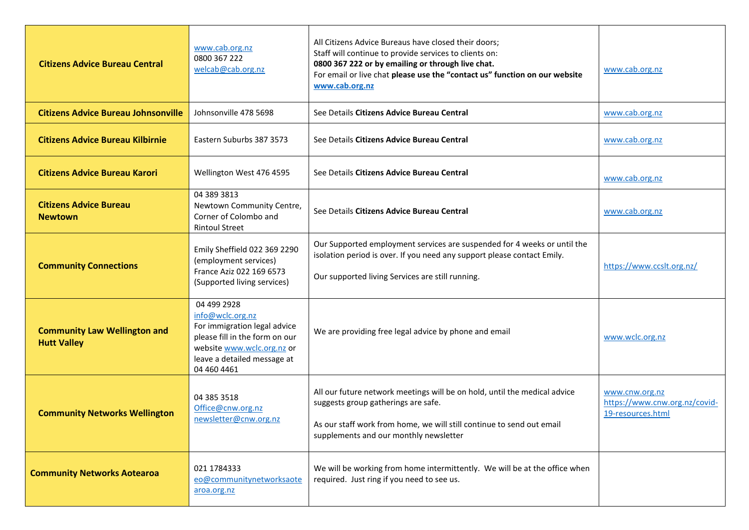| | | | |
|---|---|---|---|
| **Citizens Advice Bureau Central** | www.cab.org.nz<br>0800 367 222<br>welcab@cab.org.nz | All Citizens Advice Bureaus have closed their doors;<br>Staff will continue to provide services to clients on:<br>**0800 367 222 or by emailing or through live chat.**<br>For email or live chat **please use the "contact us" function on our website www.cab.org.nz** | www.cab.org.nz |
| **Citizens Advice Bureau Johnsonville** | Johnsonville 478 5698 | See Details **Citizens Advice Bureau Central** | www.cab.org.nz |
| **Citizens Advice Bureau Kilbirnie** | Eastern Suburbs 387 3573 | See Details **Citizens Advice Bureau Central** | www.cab.org.nz |
| **Citizens Advice Bureau Karori** | Wellington West 476 4595 | See Details **Citizens Advice Bureau Central** | www.cab.org.nz |
| **Citizens Advice Bureau Newtown** | 04 389 3813<br>Newtown Community Centre, Corner of Colombo and Rintoul Street | See Details **Citizens Advice Bureau Central** | www.cab.org.nz |
| **Community Connections** | Emily Sheffield 022 369 2290 (employment services)<br>France Aziz 022 169 6573 (Supported living services) | Our Supported employment services are suspended for 4 weeks or until the isolation period is over. If you need any support please contact Emily.<br><br>Our supported living Services are still running. | https://www.ccslt.org.nz/ |
| **Community Law Wellington and Hutt Valley** | 04 499 2928<br>info@wclc.org.nz<br>For immigration legal advice please fill in the form on our website www.wclc.org.nz or leave a detailed message at 04 460 4461 | We are providing free legal advice by phone and email | www.wclc.org.nz |
| **Community Networks Wellington** | 04 385 3518<br>Office@cnw.org.nz<br>newsletter@cnw.org.nz | All our future network meetings will be on hold, until the medical advice suggests group gatherings are safe.<br><br>As our staff work from home, we will still continue to send out email supplements and our monthly newsletter | www.cnw.org.nz<br>https://www.cnw.org.nz/covid-19-resources.html |
| **Community Networks Aotearoa** | 021 1784333<br>eo@communitynetworksaotearoa.org.nz | We will be working from home intermittently. We will be at the office when required. Just ring if you need to see us. | |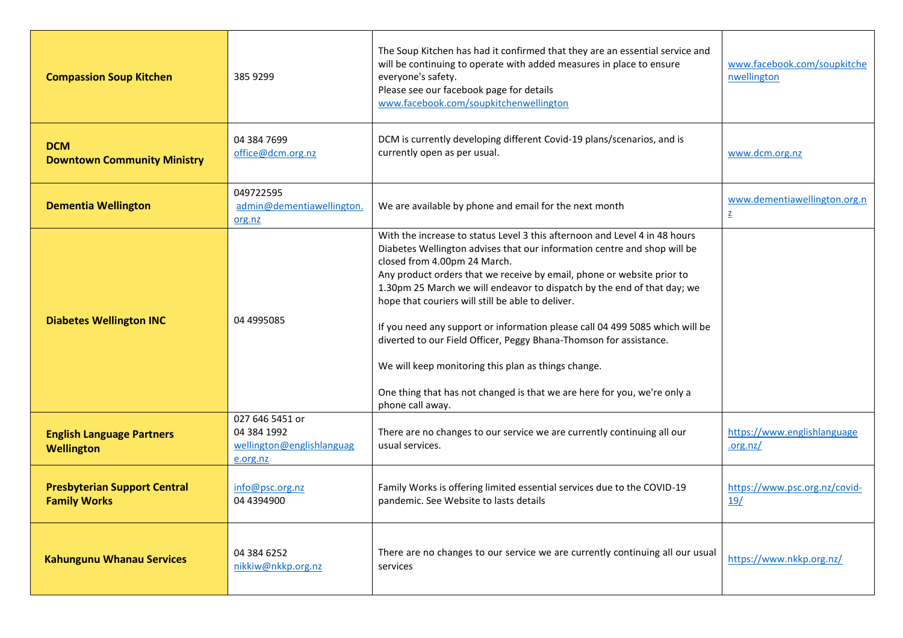| | | | |
|---|---|---|---|
| **Compassion Soup Kitchen** | 385 9299 | The Soup Kitchen has had it confirmed that they are an essential service and will be continuing to operate with added measures in place to ensure everyone's safety.<br>Please see our facebook page for details www.facebook.com/soupkitchenwellington | www.facebook.com/soupkitchenwellington |
| **DCM**<br>**Downtown Community Ministry** | 04 384 7699<br>office@dcm.org.nz | DCM is currently developing different Covid-19 plans/scenarios, and is currently open as per usual. | www.dcm.org.nz |
| **Dementia Wellington** | 049722595<br>admin@dementiawellington.org.nz | We are available by phone and email for the next month | www.dementiawellington.org.nz |
| **Diabetes Wellington INC** | 04 4995085 | With the increase to status Level 3 this afternoon and Level 4 in 48 hours Diabetes Wellington advises that our information centre and shop will be closed from 4.00pm 24 March.<br>Any product orders that we receive by email, phone or website prior to 1.30pm 25 March we will endeavor to dispatch by the end of that day; we hope that couriers will still be able to deliver.<br><br>If you need any support or information please call 04 499 5085 which will be diverted to our Field Officer, Peggy Bhana-Thomson for assistance.<br><br>We will keep monitoring this plan as things change.<br><br>One thing that has not changed is that we are here for you, we're only a phone call away. | |
| **English Language Partners Wellington** | 027 646 5451 or<br>04 384 1992<br>wellington@englishlanguage.org.nz | There are no changes to our service we are currently continuing all our usual services. | https://www.englishlanguage.org.nz/ |
| **Presbyterian Support Central Family Works** | info@psc.org.nz<br>04 4394900 | Family Works is offering limited essential services due to the COVID-19 pandemic. See Website to lasts details | https://www.psc.org.nz/covid-19/ |
| **Kahungunu Whanau Services** | 04 384 6252<br>nikkiw@nkkp.org.nz | There are no changes to our service we are currently continuing all our usual services | https://www.nkkp.org.nz/ |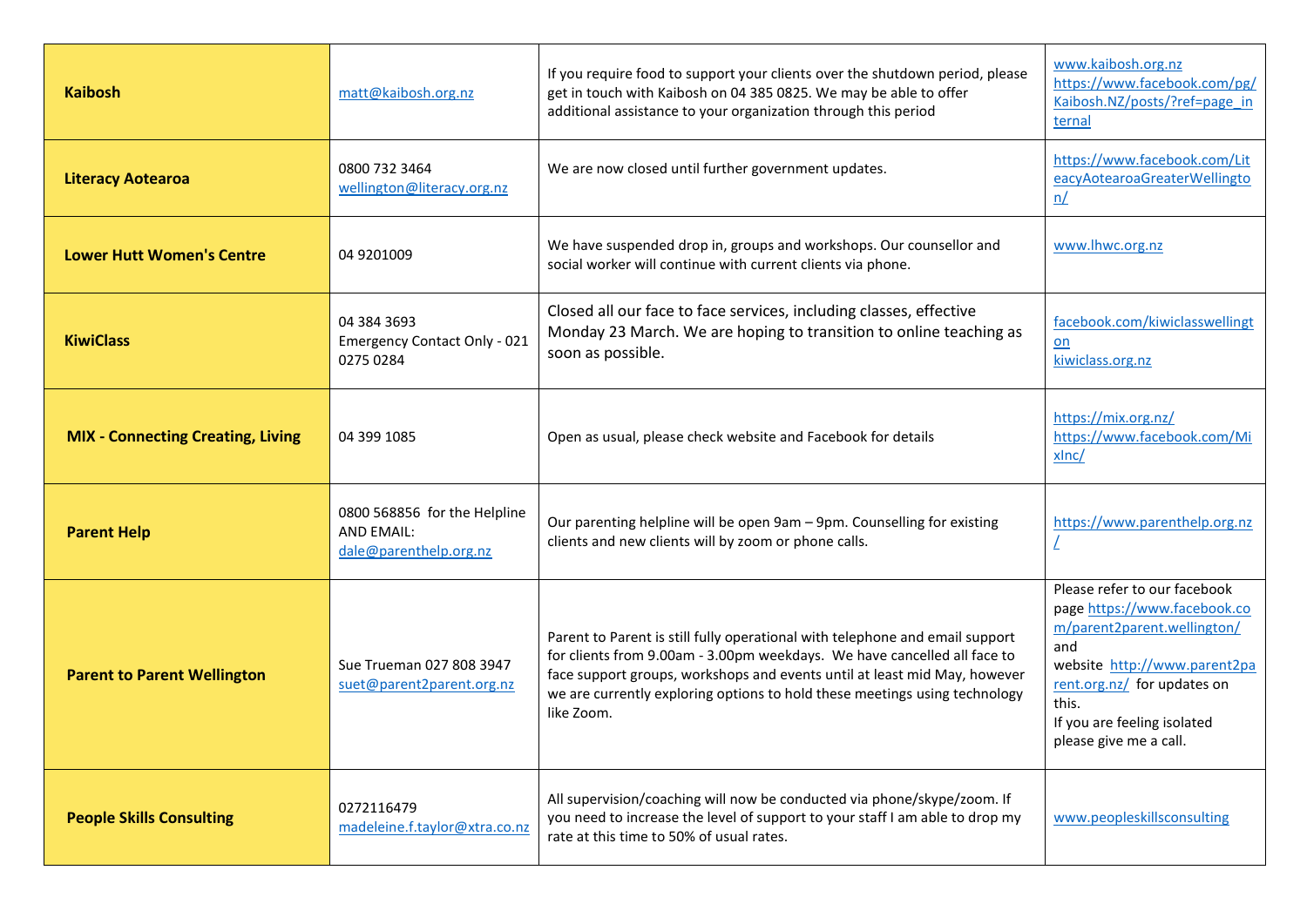| | | | |
|---|---|---|---|
| **Kaibosh** | matt@kaibosh.org.nz | If you require food to support your clients over the shutdown period, please get in touch with Kaibosh on 04 385 0825. We may be able to offer additional assistance to your organization through this period | www.kaibosh.org.nz https://www.facebook.com/pg/Kaibosh.NZ/posts/?ref=page_internal |
| **Literacy Aotearoa** | 0800 732 3464 wellington@literacy.org.nz | We are now closed until further government updates. | https://www.facebook.com/LiteacyAotearoaGreaterWellington/ |
| **Lower Hutt Women's Centre** | 04 9201009 | We have suspended drop in, groups and workshops. Our counsellor and social worker will continue with current clients via phone. | www.lhwc.org.nz |
| **KiwiClass** | 04 384 3693 Emergency Contact Only - 021 0275 0284 | Closed all our face to face services, including classes, effective Monday 23 March. We are hoping to transition to online teaching as soon as possible. | facebook.com/kiwiclasswellington kiwiclass.org.nz |
| **MIX - Connecting Creating, Living** | 04 399 1085 | Open as usual, please check website and Facebook for details | https://mix.org.nz/ https://www.facebook.com/MixInc/ |
| **Parent Help** | 0800 568856 for the Helpline AND EMAIL: dale@parenthelp.org.nz | Our parenting helpline will be open 9am – 9pm. Counselling for existing clients and new clients will by zoom or phone calls. | https://www.parenthelp.org.nz/ |
| **Parent to Parent Wellington** | Sue Trueman 027 808 3947 suet@parent2parent.org.nz | Parent to Parent is still fully operational with telephone and email support for clients from 9.00am - 3.00pm weekdays. We have cancelled all face to face support groups, workshops and events until at least mid May, however we are currently exploring options to hold these meetings using technology like Zoom. | Please refer to our facebook page https://www.facebook.com/parent2parent.wellington/ and website http://www.parent2parent.org.nz/ for updates on this. If you are feeling isolated please give me a call. |
| **People Skills Consulting** | 0272116479 madeleine.f.taylor@xtra.co.nz | All supervision/coaching will now be conducted via phone/skype/zoom. If you need to increase the level of support to your staff I am able to drop my rate at this time to 50% of usual rates. | www.peopleskillsconsulting |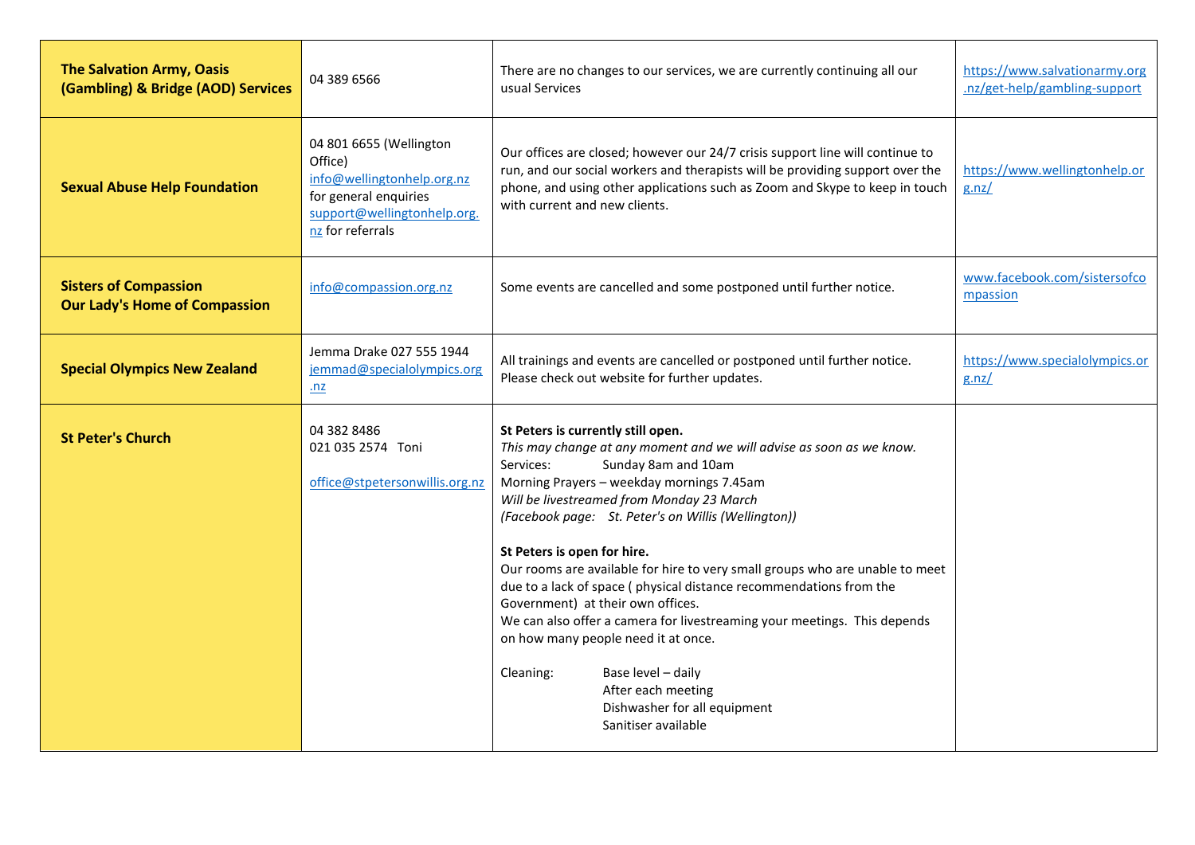| **The Salvation Army, Oasis (Gambling) & Bridge (AOD) Services** | 04 389 6566 | There are no changes to our services, we are currently continuing all our usual Services | https://www.salvationarmy.org.nz/get-help/gambling-support |
|---|---|---|---|
| **Sexual Abuse Help Foundation** | 04 801 6655 (Wellington Office)<br>info@wellingtonhelp.org.nz for general enquiries<br>support@wellingtonhelp.org.nz for referrals | Our offices are closed; however our 24/7 crisis support line will continue to run, and our social workers and therapists will be providing support over the phone, and using other applications such as Zoom and Skype to keep in touch with current and new clients. | https://www.wellingtonhelp.org.nz/ |
| **Sisters of Compassion**<br>**Our Lady's Home of Compassion** | info@compassion.org.nz | Some events are cancelled and some postponed until further notice. | www.facebook.com/sistersofcompassion |
| **Special Olympics New Zealand** | Jemma Drake 027 555 1944<br>jemmad@specialolympics.org.nz | All trainings and events are cancelled or postponed until further notice. Please check out website for further updates. | https://www.specialolympics.org.nz/ |
| **St Peter's Church** | 04 382 8486<br>021 035 2574 Toni<br><br>office@stpetersonwillis.org.nz | **St Peters is currently still open.**<br>*This may change at any moment and we will advise as soon as we know.*<br>Services: Sunday 8am and 10am<br>Morning Prayers – weekday mornings 7.45am<br>*Will be livestreamed from Monday 23 March*<br>*(Facebook page: St. Peter's on Willis (Wellington))*<br><br>**St Peters is open for hire.**<br>Our rooms are available for hire to very small groups who are unable to meet due to a lack of space ( physical distance recommendations from the Government) at their own offices.<br>We can also offer a camera for livestreaming your meetings. This depends on how many people need it at once.<br><br>Cleaning: Base level – daily<br>After each meeting<br>Dishwasher for all equipment<br>Sanitiser available | |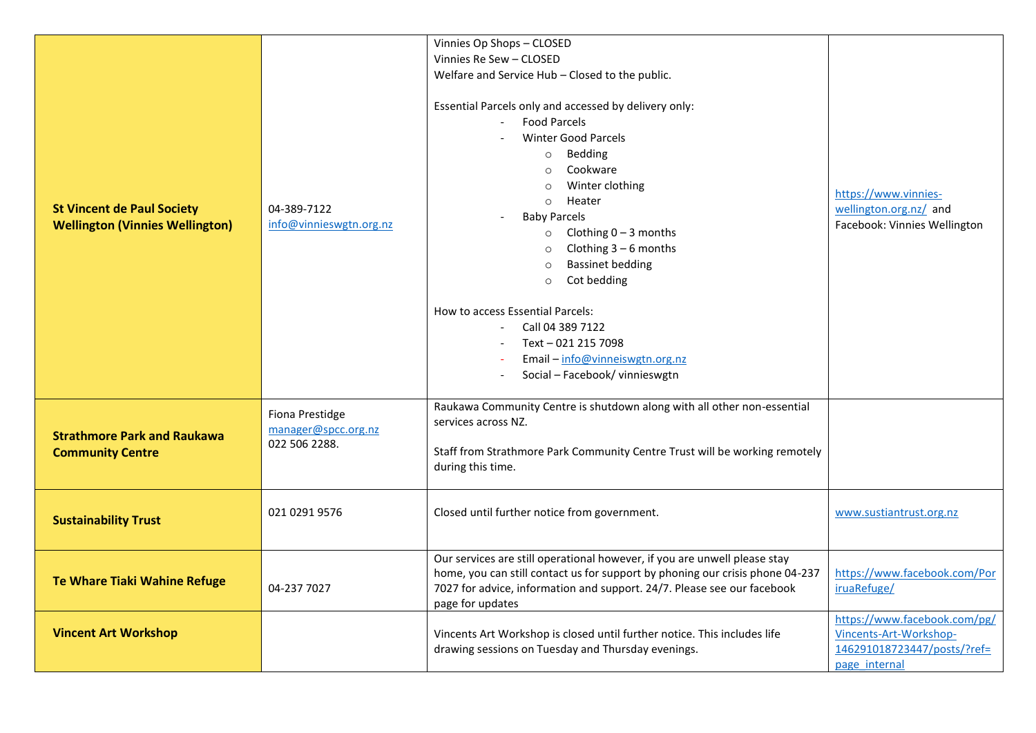| | | | |
|---|---|---|---|
| **St Vincent de Paul Society Wellington (Vinnies Wellington)** | 04-389-7122<br>info@vinnieswgtn.org.nz | Vinnies Op Shops – CLOSED<br>Vinnies Re Sew – CLOSED<br>Welfare and Service Hub – Closed to the public.<br><br>Essential Parcels only and accessed by delivery only:<br>- Food Parcels<br>- Winter Good Parcels<br>  ○ Bedding<br>  ○ Cookware<br>  ○ Winter clothing<br>  ○ Heater<br>- Baby Parcels<br>  ○ Clothing 0 – 3 months<br>  ○ Clothing 3 – 6 months<br>  ○ Bassinet bedding<br>  ○ Cot bedding<br><br>How to access Essential Parcels:<br>- Call 04 389 7122<br>- Text – 021 215 7098<br>- Email – info@vinneiswgtn.org.nz<br>- Social – Facebook/ vinnieswgtn | https://www.vinnies-wellington.org.nz/ and Facebook: Vinnies Wellington |
| **Strathmore Park and Raukawa Community Centre** | Fiona Prestidge<br>manager@spcc.org.nz<br>022 506 2288. | Raukawa Community Centre is shutdown along with all other non-essential services across NZ.<br><br>Staff from Strathmore Park Community Centre Trust will be working remotely during this time. | |
| **Sustainability Trust** | 021 0291 9576 | Closed until further notice from government. | www.sustiantrust.org.nz |
| **Te Whare Tiaki Wahine Refuge** | 04-237 7027 | Our services are still operational however, if you are unwell please stay home, you can still contact us for support by phoning our crisis phone 04-237 7027 for advice, information and support. 24/7. Please see our facebook page for updates | https://www.facebook.com/PoriruaRefuge/ |
| **Vincent Art Workshop** | | Vincents Art Workshop is closed until further notice. This includes life drawing sessions on Tuesday and Thursday evenings. | https://www.facebook.com/pg/Vincents-Art-Workshop-146291018723447/posts/?ref=page_internal |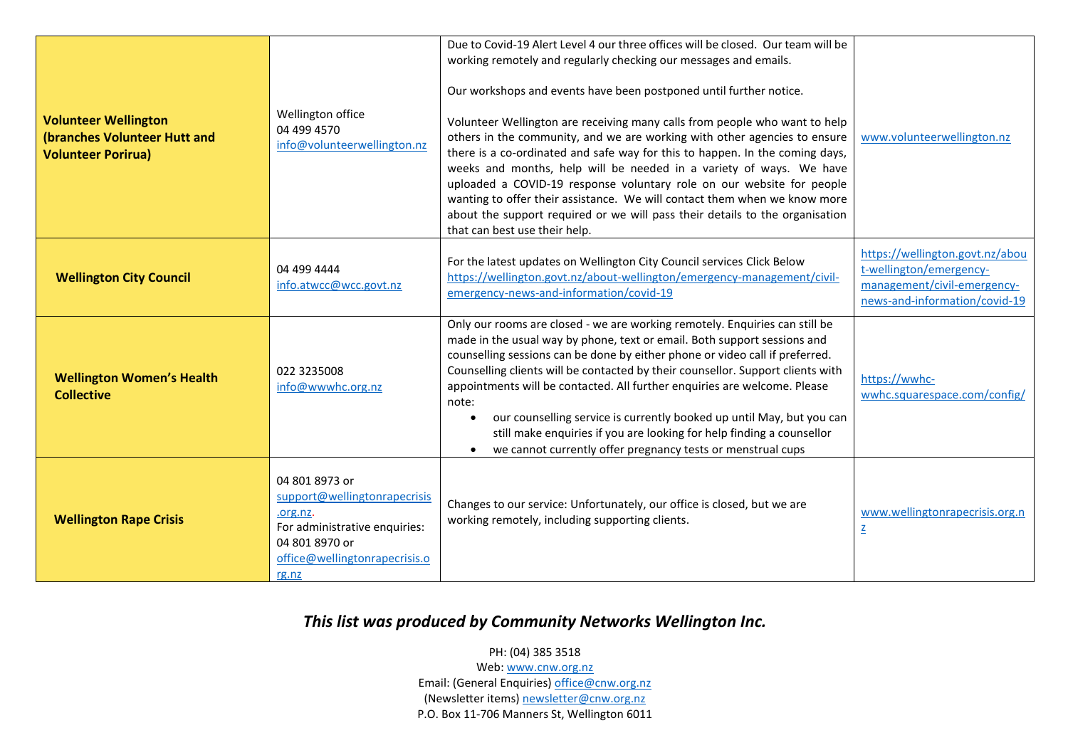| | | | |
|---|---|---|---|
| **Volunteer Wellington (branches Volunteer Hutt and Volunteer Porirua)** | Wellington office<br>04 499 4570<br>info@volunteerwellington.nz | Due to Covid-19 Alert Level 4 our three offices will be closed. Our team will be working remotely and regularly checking our messages and emails.<br><br>Our workshops and events have been postponed until further notice.<br><br>Volunteer Wellington are receiving many calls from people who want to help others in the community, and we are working with other agencies to ensure there is a co-ordinated and safe way for this to happen. In the coming days, weeks and months, help will be needed in a variety of ways. We have uploaded a COVID-19 response voluntary role on our website for people wanting to offer their assistance. We will contact them when we know more about the support required or we will pass their details to the organisation that can best use their help. | www.volunteerwellington.nz |
| **Wellington City Council** | 04 499 4444<br>info.atwcc@wcc.govt.nz | For the latest updates on Wellington City Council services Click Below<br>https://wellington.govt.nz/about-wellington/emergency-management/civil-emergency-news-and-information/covid-19 | https://wellington.govt.nz/about-wellington/emergency-management/civil-emergency-news-and-information/covid-19 |
| **Wellington Women's Health Collective** | 022 3235008<br>info@wwwhc.org.nz | Only our rooms are closed - we are working remotely. Enquiries can still be made in the usual way by phone, text or email. Both support sessions and counselling sessions can be done by either phone or video call if preferred. Counselling clients will be contacted by their counsellor. Support clients with appointments will be contacted. All further enquiries are welcome. Please note:<br>• our counselling service is currently booked up until May, but you can still make enquiries if you are looking for help finding a counsellor<br>• we cannot currently offer pregnancy tests or menstrual cups | https://wwhc-wwhc.squarespace.com/config/ |
| **Wellington Rape Crisis** | 04 801 8973 or<br>support@wellingtonrapecrisis.org.nz.<br>For administrative enquiries:<br>04 801 8970 or<br>office@wellingtonrapecrisis.org.nz | Changes to our service: Unfortunately, our office is closed, but we are working remotely, including supporting clients. | www.wellingtonrapecrisis.org.nz |

***This list was produced by Community Networks Wellington Inc.***

PH: (04) 385 3518
Web: www.cnw.org.nz
Email: (General Enquiries) office@cnw.org.nz
(Newsletter items) newsletter@cnw.org.nz
P.O. Box 11-706 Manners St, Wellington 6011